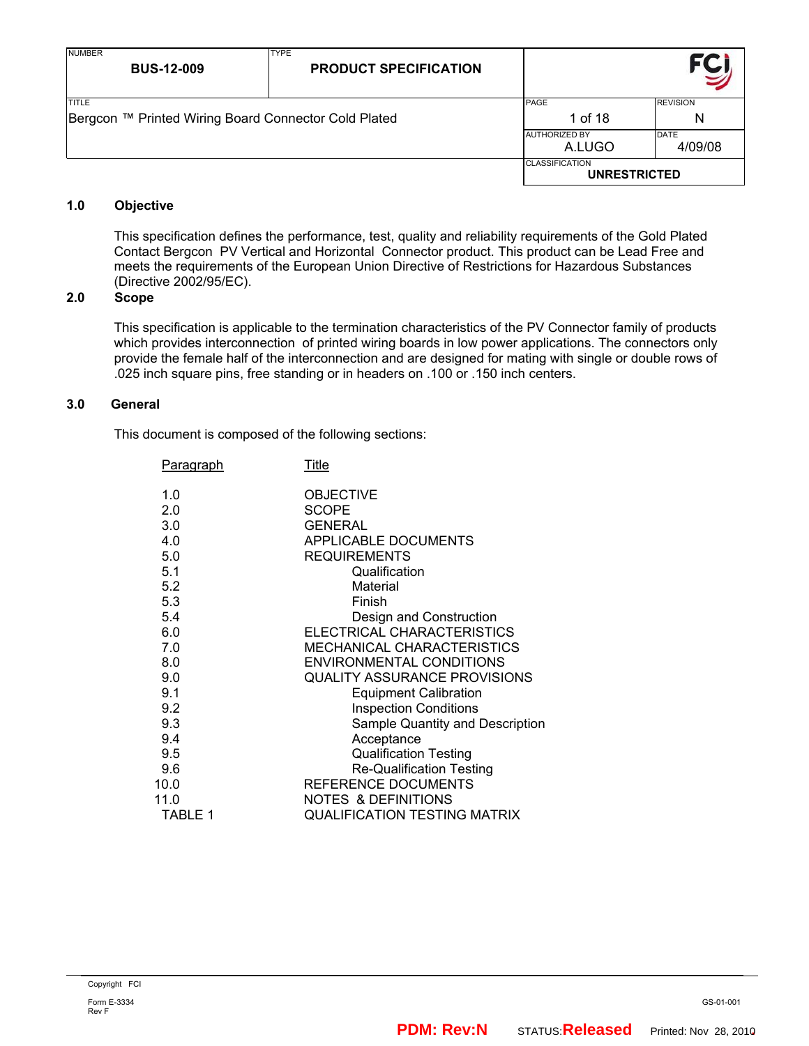| NUMBER BUS-12-009 | TYPE PRODUCT SPECIFICATION | |
|---|---|---|
| TITLE Bergcon ™ Printed Wiring Board Connector Cold Plated | PAGE 1 of 18 | REVISION N |
| | AUTHORIZED BY A.LUGO | DATE 4/09/08 |
| | CLASSIFICATION UNRESTRICTED | |

## 1.0 Objective

This specification defines the performance, test, quality and reliability requirements of the Gold Plated Contact Bergcon PV Vertical and Horizontal Connector product. This product can be Lead Free and meets the requirements of the European Union Directive of Restrictions for Hazardous Substances (Directive 2002/95/EC).

## 2.0 Scope

This specification is applicable to the termination characteristics of the PV Connector family of products which provides interconnection of printed wiring boards in low power applications. The connectors only provide the female half of the interconnection and are designed for mating with single or double rows of .025 inch square pins, free standing or in headers on .100 or .150 inch centers.

## 3.0 General

This document is composed of the following sections:

| Paragraph | Title |
|---|---|
| 1.0 | OBJECTIVE |
| 2.0 | SCOPE |
| 3.0 | GENERAL |
| 4.0 | APPLICABLE DOCUMENTS |
| 5.0 | REQUIREMENTS |
| 5.1 | Qualification |
| 5.2 | Material |
| 5.3 | Finish |
| 5.4 | Design and Construction |
| 6.0 | ELECTRICAL CHARACTERISTICS |
| 7.0 | MECHANICAL CHARACTERISTICS |
| 8.0 | ENVIRONMENTAL CONDITIONS |
| 9.0 | QUALITY ASSURANCE PROVISIONS |
| 9.1 | Equipment Calibration |
| 9.2 | Inspection Conditions |
| 9.3 | Sample Quantity and Description |
| 9.4 | Acceptance |
| 9.5 | Qualification Testing |
| 9.6 | Re-Qualification Testing |
| 10.0 | REFERENCE DOCUMENTS |
| 11.0 | NOTES & DEFINITIONS |
| TABLE 1 | QUALIFICATION TESTING MATRIX |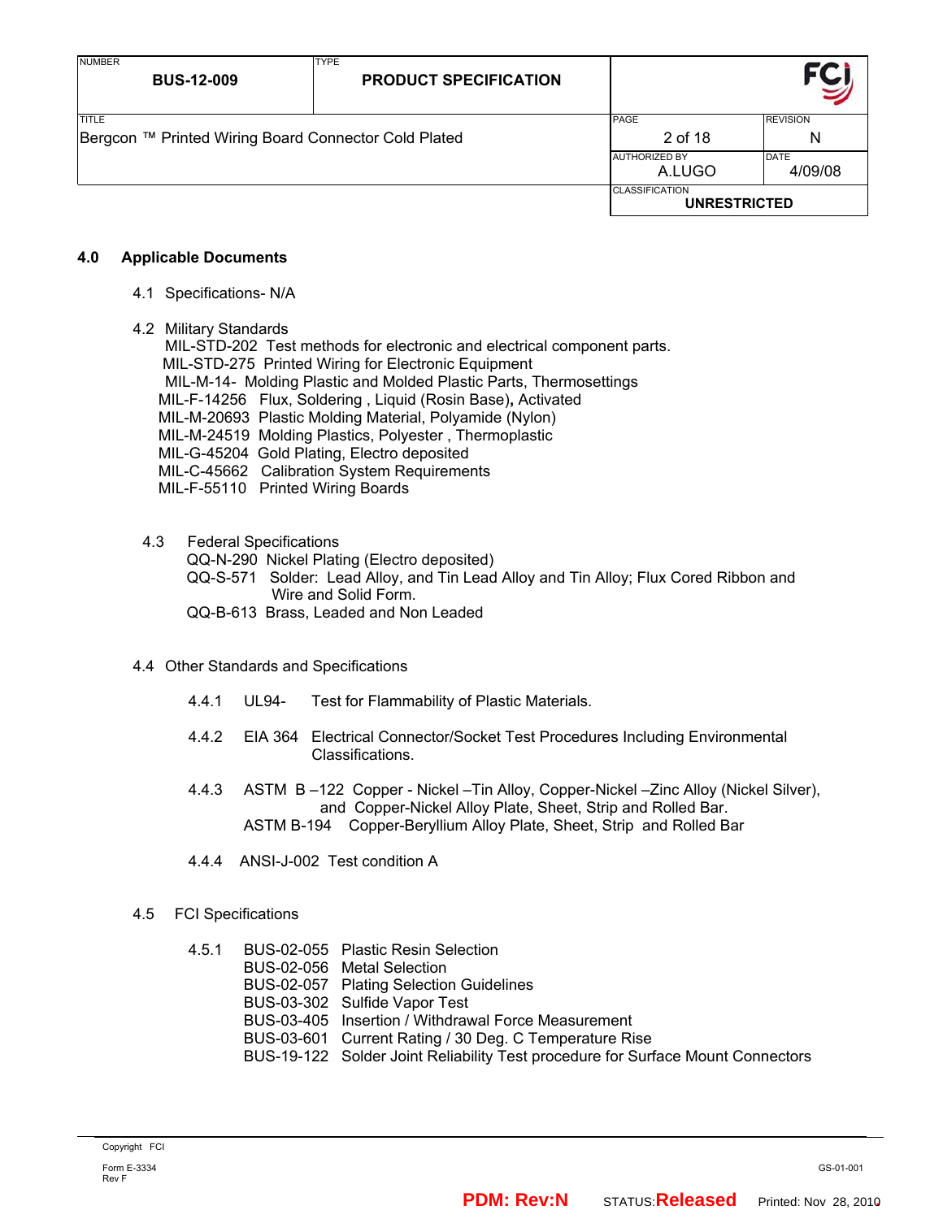## 4.0 Applicable Documents

4.1 Specifications- N/A

4.2 Military Standards

MIL-STD-202 Test methods for electronic and electrical component parts.
MIL-STD-275 Printed Wiring for Electronic Equipment
MIL-M-14- Molding Plastic and Molded Plastic Parts, Thermosettings
MIL-F-14256 Flux, Soldering , Liquid (Rosin Base), Activated
MIL-M-20693 Plastic Molding Material, Polyamide (Nylon)
MIL-M-24519 Molding Plastics, Polyester , Thermoplastic
MIL-G-45204 Gold Plating, Electro deposited
MIL-C-45662 Calibration System Requirements
MIL-F-55110 Printed Wiring Boards

4.3 Federal Specifications

QQ-N-290 Nickel Plating (Electro deposited)
QQ-S-571 Solder: Lead Alloy, and Tin Lead Alloy and Tin Alloy; Flux Cored Ribbon and Wire and Solid Form.
QQ-B-613 Brass, Leaded and Non Leaded

4.4 Other Standards and Specifications

4.4.1 UL94- Test for Flammability of Plastic Materials.

4.4.2 EIA 364 Electrical Connector/Socket Test Procedures Including Environmental Classifications.

4.4.3 ASTM B –122 Copper - Nickel –Tin Alloy, Copper-Nickel –Zinc Alloy (Nickel Silver), and Copper-Nickel Alloy Plate, Sheet, Strip and Rolled Bar.
ASTM B-194 Copper-Beryllium Alloy Plate, Sheet, Strip and Rolled Bar

4.4.4 ANSI-J-002 Test condition A

4.5 FCI Specifications

4.5.1 BUS-02-055 Plastic Resin Selection
BUS-02-056 Metal Selection
BUS-02-057 Plating Selection Guidelines
BUS-03-302 Sulfide Vapor Test
BUS-03-405 Insertion / Withdrawal Force Measurement
BUS-03-601 Current Rating / 30 Deg. C Temperature Rise
BUS-19-122 Solder Joint Reliability Test procedure for Surface Mount Connectors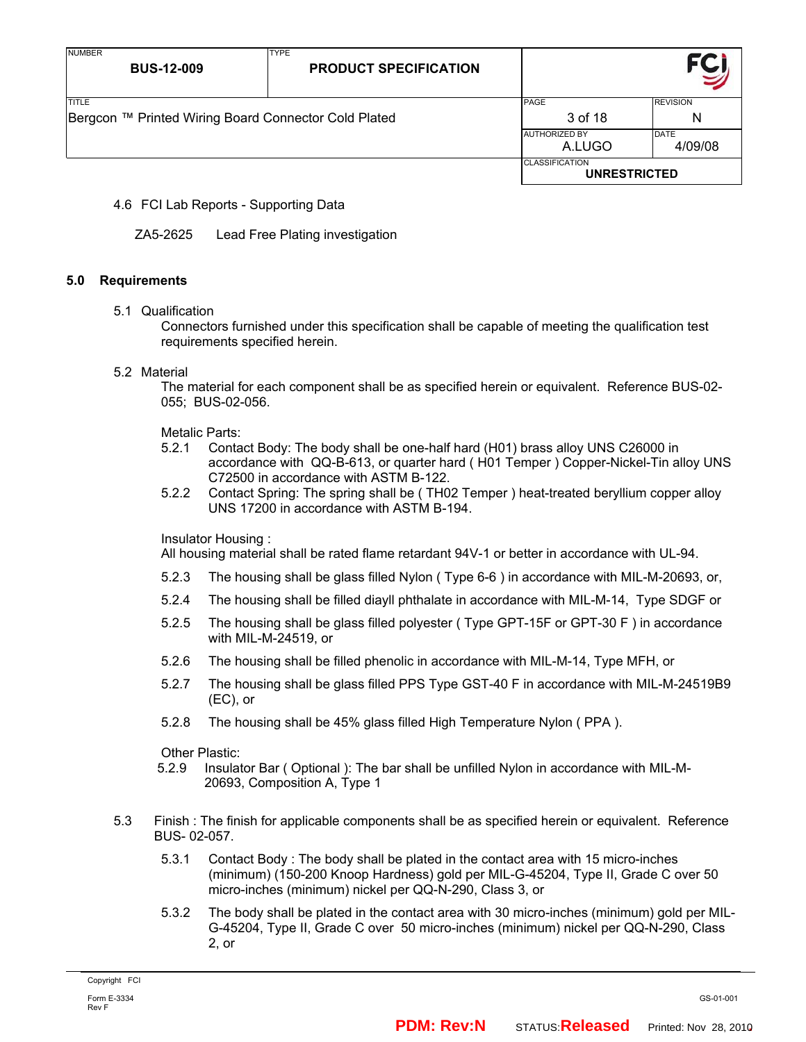4.6 FCI Lab Reports - Supporting Data

ZA5-2625 Lead Free Plating investigation

## 5.0 Requirements

5.1 Qualification

Connectors furnished under this specification shall be capable of meeting the qualification test requirements specified herein.

5.2 Material

The material for each component shall be as specified herein or equivalent. Reference BUS-02-055; BUS-02-056.

Metalic Parts:

5.2.1 Contact Body: The body shall be one-half hard (H01) brass alloy UNS C26000 in accordance with QQ-B-613, or quarter hard ( H01 Temper ) Copper-Nickel-Tin alloy UNS C72500 in accordance with ASTM B-122.

5.2.2 Contact Spring: The spring shall be ( TH02 Temper ) heat-treated beryllium copper alloy UNS 17200 in accordance with ASTM B-194.

Insulator Housing :

All housing material shall be rated flame retardant 94V-1 or better in accordance with UL-94.

5.2.3 The housing shall be glass filled Nylon ( Type 6-6 ) in accordance with MIL-M-20693, or,

5.2.4 The housing shall be filled diayll phthalate in accordance with MIL-M-14, Type SDGF or

5.2.5 The housing shall be glass filled polyester ( Type GPT-15F or GPT-30 F ) in accordance with MIL-M-24519, or

5.2.6 The housing shall be filled phenolic in accordance with MIL-M-14, Type MFH, or

5.2.7 The housing shall be glass filled PPS Type GST-40 F in accordance with MIL-M-24519B9 (EC), or

5.2.8 The housing shall be 45% glass filled High Temperature Nylon ( PPA ).

Other Plastic:

5.2.9 Insulator Bar ( Optional ): The bar shall be unfilled Nylon in accordance with MIL-M-20693, Composition A, Type 1

5.3 Finish : The finish for applicable components shall be as specified herein or equivalent. Reference BUS- 02-057.

5.3.1 Contact Body : The body shall be plated in the contact area with 15 micro-inches (minimum) (150-200 Knoop Hardness) gold per MIL-G-45204, Type II, Grade C over 50 micro-inches (minimum) nickel per QQ-N-290, Class 3, or

5.3.2 The body shall be plated in the contact area with 30 micro-inches (minimum) gold per MIL-G-45204, Type II, Grade C over 50 micro-inches (minimum) nickel per QQ-N-290, Class 2, or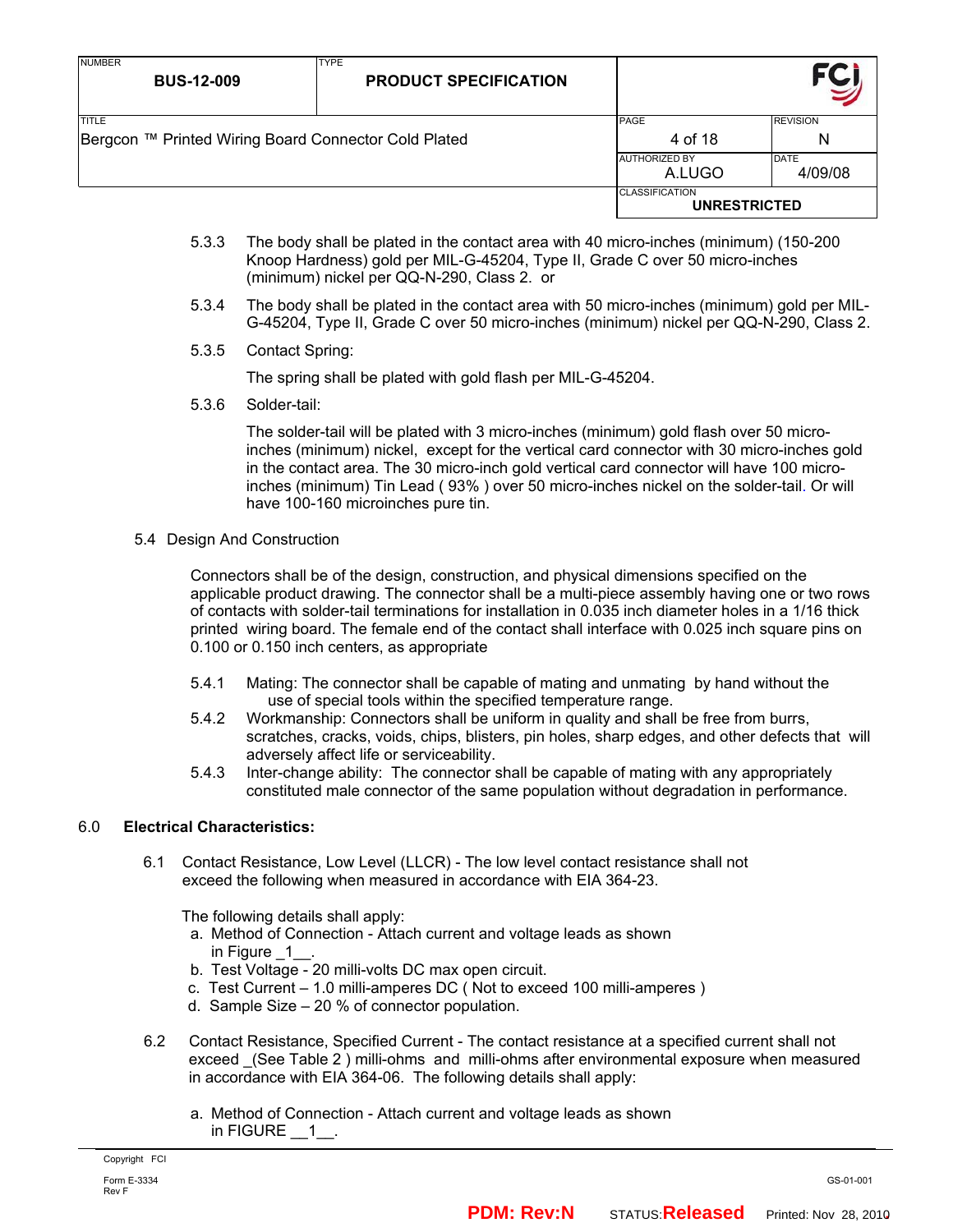5.3.3 The body shall be plated in the contact area with 40 micro-inches (minimum) (150-200 Knoop Hardness) gold per MIL-G-45204, Type II, Grade C over 50 micro-inches (minimum) nickel per QQ-N-290, Class 2. or

5.3.4 The body shall be plated in the contact area with 50 micro-inches (minimum) gold per MIL-G-45204, Type II, Grade C over 50 micro-inches (minimum) nickel per QQ-N-290, Class 2.

5.3.5 Contact Spring:

The spring shall be plated with gold flash per MIL-G-45204.

5.3.6 Solder-tail:

The solder-tail will be plated with 3 micro-inches (minimum) gold flash over 50 micro-inches (minimum) nickel, except for the vertical card connector with 30 micro-inches gold in the contact area. The 30 micro-inch gold vertical card connector will have 100 micro-inches (minimum) Tin Lead ( 93% ) over 50 micro-inches nickel on the solder-tail. Or will have 100-160 microinches pure tin.

5.4 Design And Construction

Connectors shall be of the design, construction, and physical dimensions specified on the applicable product drawing. The connector shall be a multi-piece assembly having one or two rows of contacts with solder-tail terminations for installation in 0.035 inch diameter holes in a 1/16 thick printed wiring board. The female end of the contact shall interface with 0.025 inch square pins on 0.100 or 0.150 inch centers, as appropriate

5.4.1 Mating: The connector shall be capable of mating and unmating by hand without the use of special tools within the specified temperature range.

5.4.2 Workmanship: Connectors shall be uniform in quality and shall be free from burrs, scratches, cracks, voids, chips, blisters, pin holes, sharp edges, and other defects that will adversely affect life or serviceability.

5.4.3 Inter-change ability: The connector shall be capable of mating with any appropriately constituted male connector of the same population without degradation in performance.

## 6.0 Electrical Characteristics:

6.1 Contact Resistance, Low Level (LLCR) - The low level contact resistance shall not exceed the following when measured in accordance with EIA 364-23.

The following details shall apply:

a. Method of Connection - Attach current and voltage leads as shown in Figure _1__.
b. Test Voltage - 20 milli-volts DC max open circuit.
c. Test Current – 1.0 milli-amperes DC ( Not to exceed 100 milli-amperes )
d. Sample Size – 20 % of connector population.

6.2 Contact Resistance, Specified Current - The contact resistance at a specified current shall not exceed _(See Table 2 ) milli-ohms and milli-ohms after environmental exposure when measured in accordance with EIA 364-06. The following details shall apply:

a. Method of Connection - Attach current and voltage leads as shown in FIGURE __1__.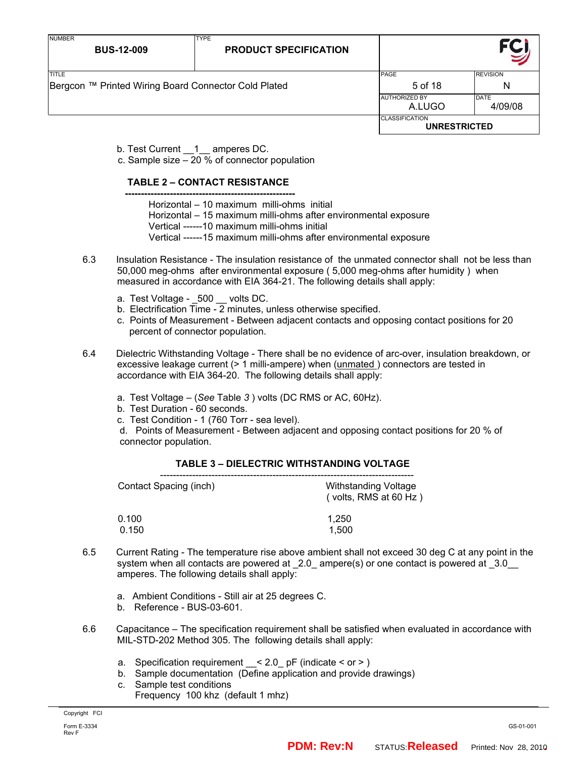b. Test Current __1__ amperes DC.
c. Sample size – 20 % of connector population

**TABLE 2 – CONTACT RESISTANCE**

Horizontal – 10 maximum milli-ohms initial
Horizontal – 15 maximum milli-ohms after environmental exposure
Vertical ------10 maximum milli-ohms initial
Vertical ------15 maximum milli-ohms after environmental exposure

6.3 Insulation Resistance - The insulation resistance of the unmated connector shall not be less than 50,000 meg-ohms after environmental exposure ( 5,000 meg-ohms after humidity ) when measured in accordance with EIA 364-21. The following details shall apply:

a. Test Voltage - _500 __ volts DC.
b. Electrification Time - 2 minutes, unless otherwise specified.
c. Points of Measurement - Between adjacent contacts and opposing contact positions for 20 percent of connector population.

6.4 Dielectric Withstanding Voltage - There shall be no evidence of arc-over, insulation breakdown, or excessive leakage current (> 1 milli-ampere) when (unmated ) connectors are tested in accordance with EIA 364-20. The following details shall apply:

a. Test Voltage – (*See* Table *3* ) volts (DC RMS or AC, 60Hz).
b. Test Duration - 60 seconds.
c. Test Condition - 1 (760 Torr - sea level).
d. Points of Measurement - Between adjacent and opposing contact positions for 20 % of connector population.

**TABLE 3 – DIELECTRIC WITHSTANDING VOLTAGE**

| Contact Spacing (inch) | Withstanding Voltage ( volts, RMS at 60 Hz ) |
|---|---|
| 0.100 | 1,250 |
| 0.150 | 1,500 |

6.5 Current Rating - The temperature rise above ambient shall not exceed 30 deg C at any point in the system when all contacts are powered at _2.0_ ampere(s) or one contact is powered at _3.0__ amperes. The following details shall apply:

a. Ambient Conditions - Still air at 25 degrees C.
b. Reference - BUS-03-601.

6.6 Capacitance – The specification requirement shall be satisfied when evaluated in accordance with MIL-STD-202 Method 305. The following details shall apply:

a. Specification requirement __< 2.0_ pF (indicate < or > )
b. Sample documentation (Define application and provide drawings)
c. Sample test conditions
Frequency 100 khz (default 1 mhz)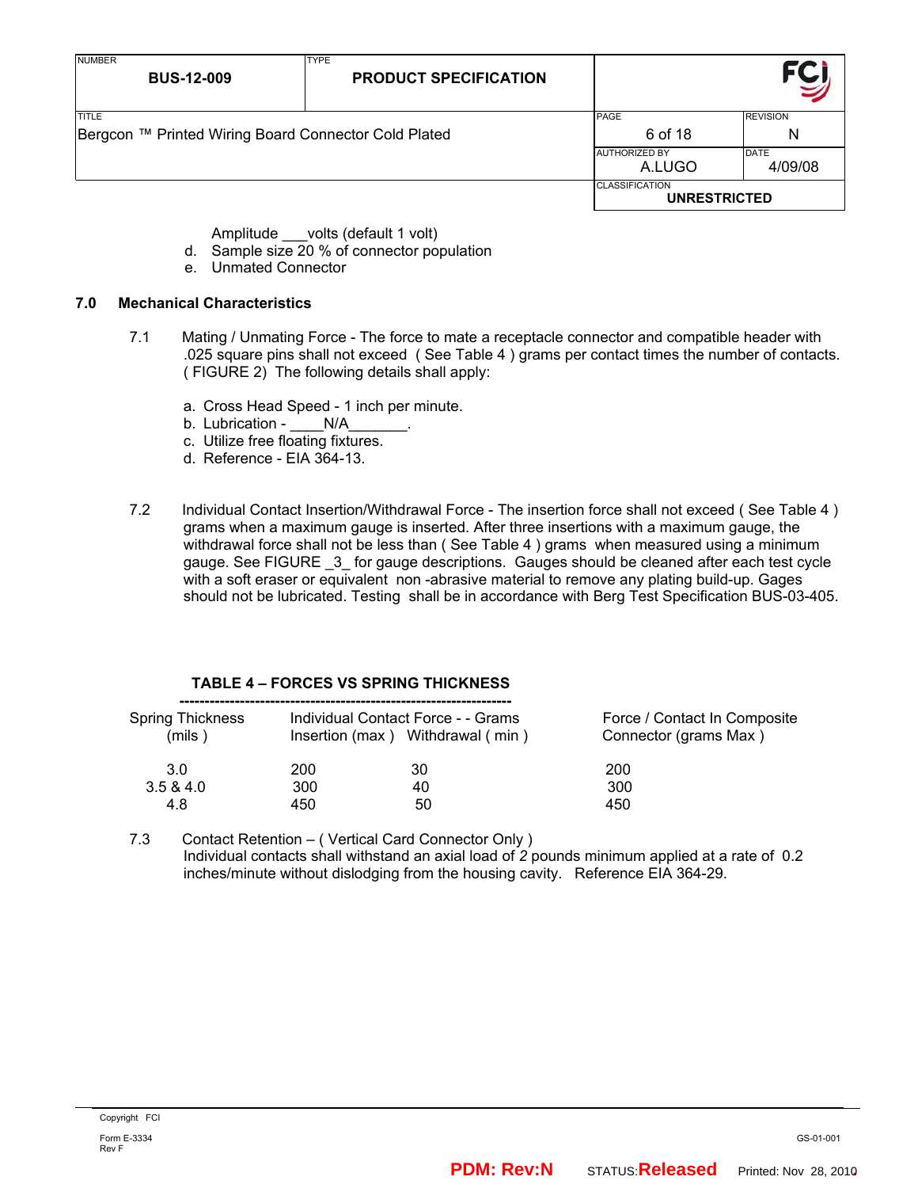Amplitude ___volts (default 1 volt)

d. Sample size 20 % of connector population
e. Unmated Connector

## 7.0 Mechanical Characteristics

7.1 Mating / Unmating Force - The force to mate a receptacle connector and compatible header with .025 square pins shall not exceed ( See Table 4 ) grams per contact times the number of contacts. ( FIGURE 2) The following details shall apply:

a. Cross Head Speed - 1 inch per minute.
b. Lubrication - ____N/A_______.
c. Utilize free floating fixtures.
d. Reference - EIA 364-13.

7.2 Individual Contact Insertion/Withdrawal Force - The insertion force shall not exceed ( See Table 4 ) grams when a maximum gauge is inserted. After three insertions with a maximum gauge, the withdrawal force shall not be less than ( See Table 4 ) grams when measured using a minimum gauge. See FIGURE _3_ for gauge descriptions. Gauges should be cleaned after each test cycle with a soft eraser or equivalent non -abrasive material to remove any plating build-up. Gages should not be lubricated. Testing shall be in accordance with Berg Test Specification BUS-03-405.

**TABLE 4 – FORCES VS SPRING THICKNESS**

| Spring Thickness (mils ) | Individual Contact Force - - Grams Insertion (max ) | Withdrawal ( min ) | Force / Contact In Composite Connector (grams Max ) |
|---|---|---|---|
| 3.0 | 200 | 30 | 200 |
| 3.5 & 4.0 | 300 | 40 | 300 |
| 4.8 | 450 | 50 | 450 |

7.3 Contact Retention – ( Vertical Card Connector Only )
Individual contacts shall withstand an axial load of *2* pounds minimum applied at a rate of 0.2 inches/minute without dislodging from the housing cavity. Reference EIA 364-29.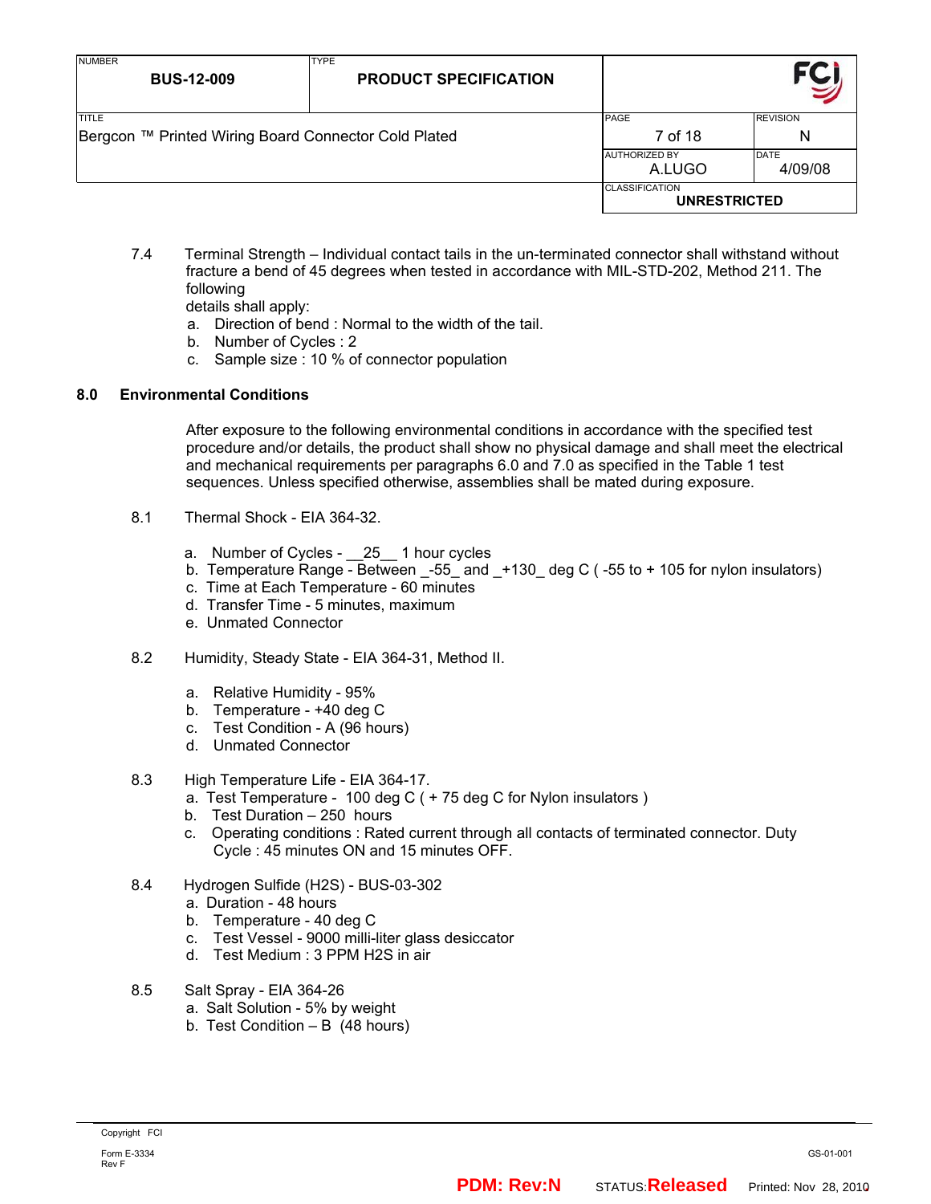7.4 Terminal Strength – Individual contact tails in the un-terminated connector shall withstand without fracture a bend of 45 degrees when tested in accordance with MIL-STD-202, Method 211. The following details shall apply:

a. Direction of bend : Normal to the width of the tail.
b. Number of Cycles : 2
c. Sample size : 10 % of connector population

## 8.0 Environmental Conditions

After exposure to the following environmental conditions in accordance with the specified test procedure and/or details, the product shall show no physical damage and shall meet the electrical and mechanical requirements per paragraphs 6.0 and 7.0 as specified in the Table 1 test sequences. Unless specified otherwise, assemblies shall be mated during exposure.

8.1 Thermal Shock - EIA 364-32.

a. Number of Cycles - __25__ 1 hour cycles
b. Temperature Range - Between _-55_ and _+130_ deg C ( -55 to + 105 for nylon insulators)
c. Time at Each Temperature - 60 minutes
d. Transfer Time - 5 minutes, maximum
e. Unmated Connector

8.2 Humidity, Steady State - EIA 364-31, Method II.

a. Relative Humidity - 95%
b. Temperature - +40 deg C
c. Test Condition - A (96 hours)
d. Unmated Connector

8.3 High Temperature Life - EIA 364-17.

a. Test Temperature - 100 deg C ( + 75 deg C for Nylon insulators )
b. Test Duration – 250 hours
c. Operating conditions : Rated current through all contacts of terminated connector. Duty Cycle : 45 minutes ON and 15 minutes OFF.

8.4 Hydrogen Sulfide ($H_2S$) - BUS-03-302

a. Duration - 48 hours
b. Temperature - 40 deg C
c. Test Vessel - 9000 milli-liter glass desiccator
d. Test Medium : 3 PPM $H_2S$ in air

8.5 Salt Spray - EIA 364-26

a. Salt Solution - 5% by weight
b. Test Condition – B (48 hours)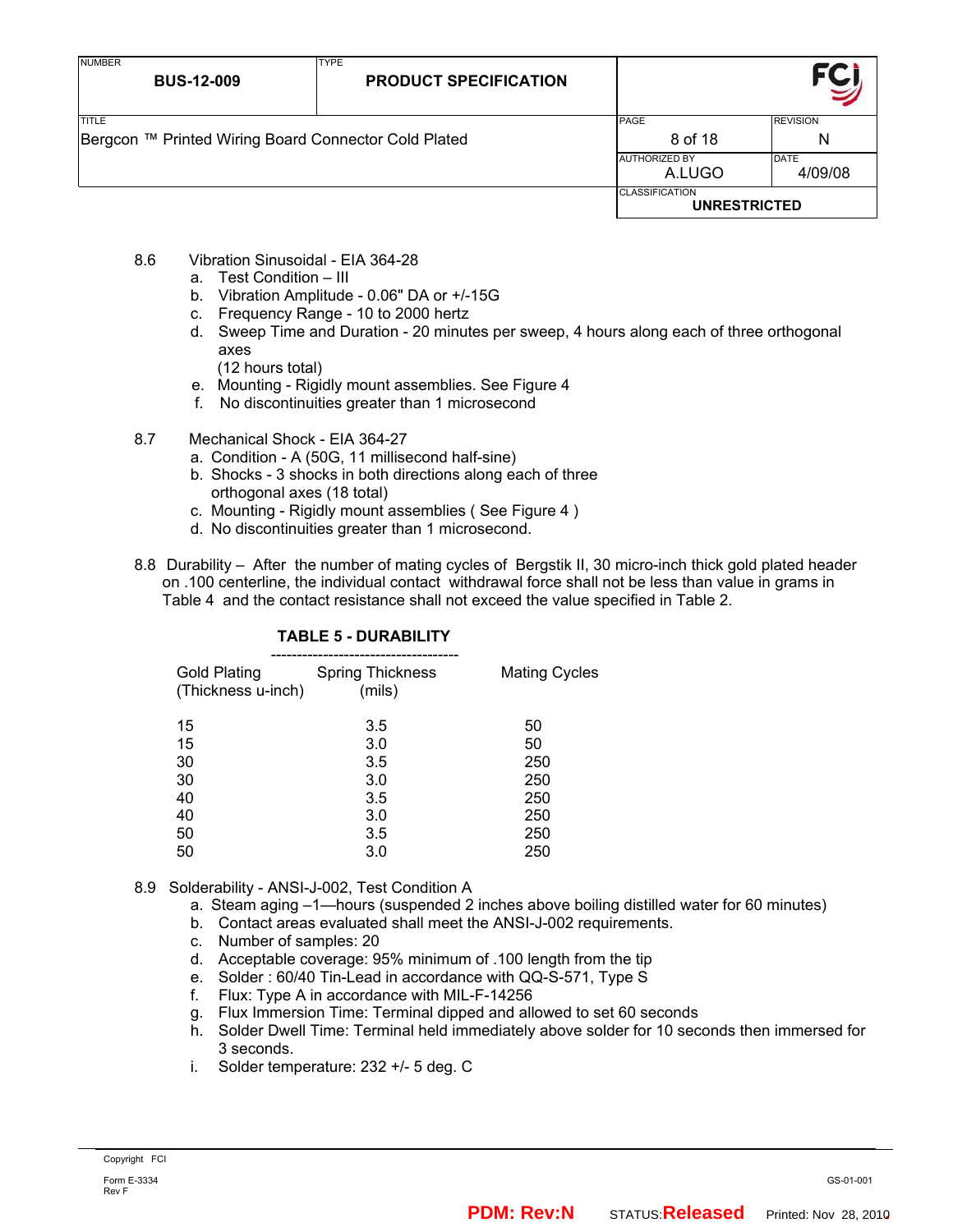8.6 Vibration Sinusoidal - EIA 364-28

a. Test Condition – III
b. Vibration Amplitude - 0.06" DA or +/-15G
c. Frequency Range - 10 to 2000 hertz
d. Sweep Time and Duration - 20 minutes per sweep, 4 hours along each of three orthogonal axes (12 hours total)
e. Mounting - Rigidly mount assemblies. See Figure 4
f. No discontinuities greater than 1 microsecond

8.7 Mechanical Shock - EIA 364-27

a. Condition - A (50G, 11 millisecond half-sine)
b. Shocks - 3 shocks in both directions along each of three orthogonal axes (18 total)
c. Mounting - Rigidly mount assemblies ( See Figure 4 )
d. No discontinuities greater than 1 microsecond.

8.8 Durability – After the number of mating cycles of Bergstik II, 30 micro-inch thick gold plated header on .100 centerline, the individual contact withdrawal force shall not be less than value in grams in Table 4 and the contact resistance shall not exceed the value specified in Table 2.

**TABLE 5 - DURABILITY**

| Gold Plating (Thickness u-inch) | Spring Thickness (mils) | Mating Cycles |
|---|---|---|
| 15 | 3.5 | 50 |
| 15 | 3.0 | 50 |
| 30 | 3.5 | 250 |
| 30 | 3.0 | 250 |
| 40 | 3.5 | 250 |
| 40 | 3.0 | 250 |
| 50 | 3.5 | 250 |
| 50 | 3.0 | 250 |

8.9 Solderability - ANSI-J-002, Test Condition A

a. Steam aging –1—hours (suspended 2 inches above boiling distilled water for 60 minutes)
b. Contact areas evaluated shall meet the ANSI-J-002 requirements.
c. Number of samples: 20
d. Acceptable coverage: 95% minimum of .100 length from the tip
e. Solder : 60/40 Tin-Lead in accordance with QQ-S-571, Type S
f. Flux: Type A in accordance with MIL-F-14256
g. Flux Immersion Time: Terminal dipped and allowed to set 60 seconds
h. Solder Dwell Time: Terminal held immediately above solder for 10 seconds then immersed for 3 seconds.
i. Solder temperature: 232 +/- 5 deg. C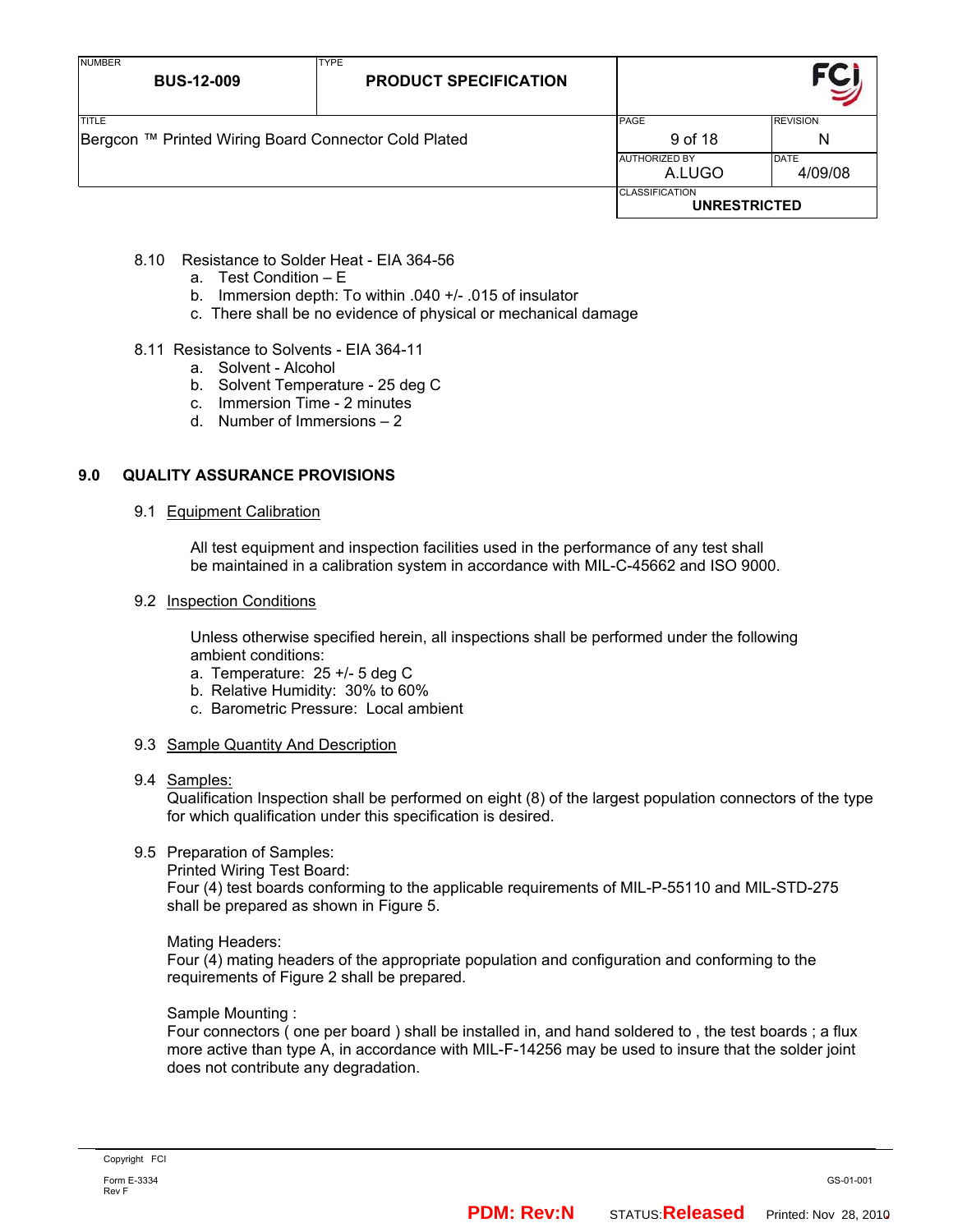8.10 Resistance to Solder Heat - EIA 364-56

a. Test Condition – E
b. Immersion depth: To within .040 +/- .015 of insulator
c. There shall be no evidence of physical or mechanical damage

8.11 Resistance to Solvents - EIA 364-11

a. Solvent - Alcohol
b. Solvent Temperature - 25 deg C
c. Immersion Time - 2 minutes
d. Number of Immersions – 2

## 9.0 QUALITY ASSURANCE PROVISIONS

### 9.1 Equipment Calibration

All test equipment and inspection facilities used in the performance of any test shall be maintained in a calibration system in accordance with MIL-C-45662 and ISO 9000.

### 9.2 Inspection Conditions

Unless otherwise specified herein, all inspections shall be performed under the following ambient conditions:

a. Temperature: 25 +/- 5 deg C
b. Relative Humidity: 30% to 60%
c. Barometric Pressure: Local ambient

### 9.3 Sample Quantity And Description

### 9.4 Samples:

Qualification Inspection shall be performed on eight (8) of the largest population connectors of the type for which qualification under this specification is desired.

### 9.5 Preparation of Samples:

Printed Wiring Test Board:
Four (4) test boards conforming to the applicable requirements of MIL-P-55110 and MIL-STD-275 shall be prepared as shown in Figure 5.

Mating Headers:
Four (4) mating headers of the appropriate population and configuration and conforming to the requirements of Figure 2 shall be prepared.

Sample Mounting :
Four connectors ( one per board ) shall be installed in, and hand soldered to , the test boards ; a flux more active than type A, in accordance with MIL-F-14256 may be used to insure that the solder joint does not contribute any degradation.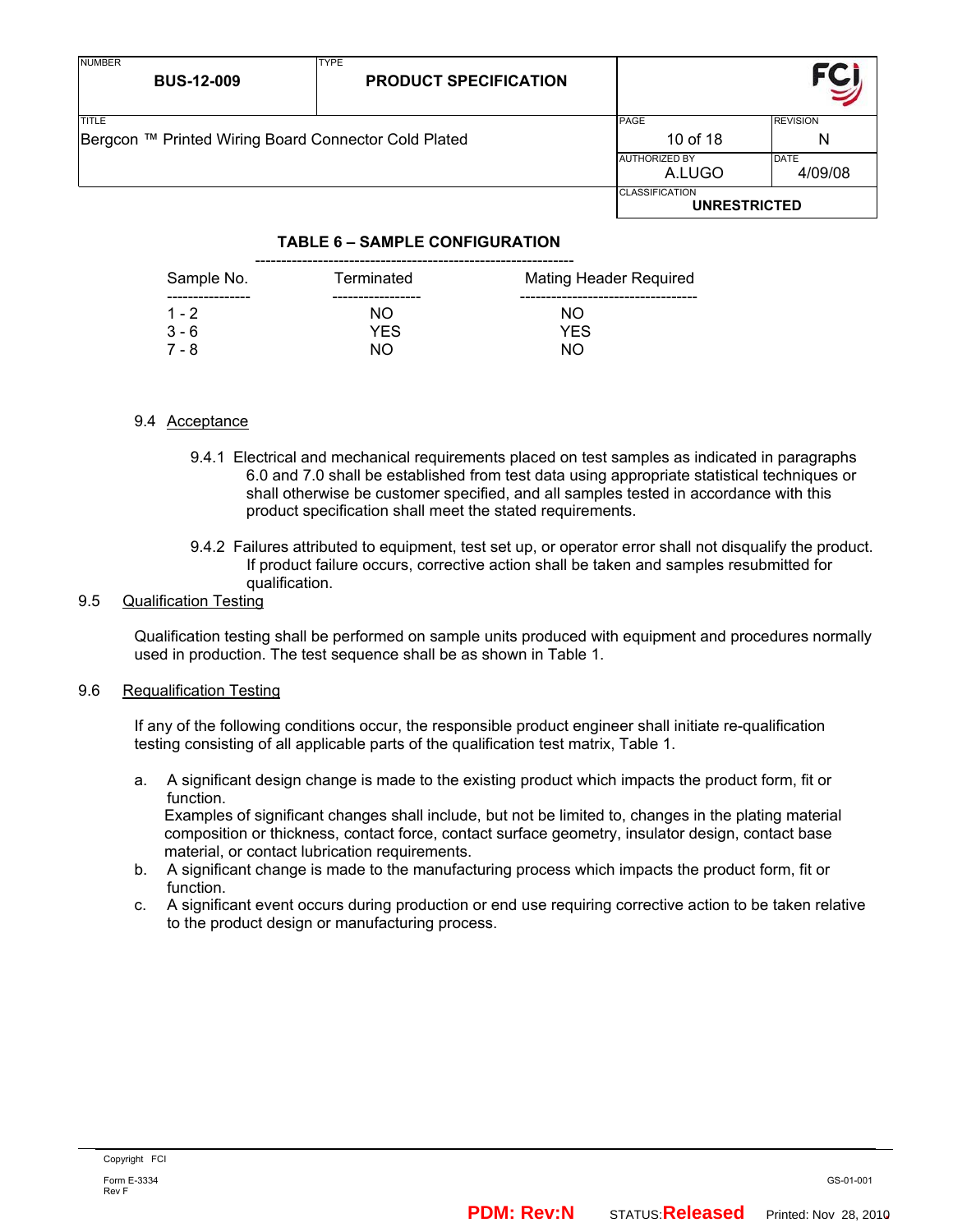**TABLE 6 – SAMPLE CONFIGURATION**

| Sample No. | Terminated | Mating Header Required |
|---|---|---|
| 1 - 2 | NO | NO |
| 3 - 6 | YES | YES |
| 7 - 8 | NO | NO |

9.4 Acceptance

9.4.1 Electrical and mechanical requirements placed on test samples as indicated in paragraphs 6.0 and 7.0 shall be established from test data using appropriate statistical techniques or shall otherwise be customer specified, and all samples tested in accordance with this product specification shall meet the stated requirements.

9.4.2 Failures attributed to equipment, test set up, or operator error shall not disqualify the product. If product failure occurs, corrective action shall be taken and samples resubmitted for qualification.

9.5 Qualification Testing

Qualification testing shall be performed on sample units produced with equipment and procedures normally used in production. The test sequence shall be as shown in Table 1.

9.6 Requalification Testing

If any of the following conditions occur, the responsible product engineer shall initiate re-qualification testing consisting of all applicable parts of the qualification test matrix, Table 1.

a. A significant design change is made to the existing product which impacts the product form, fit or function.
   Examples of significant changes shall include, but not be limited to, changes in the plating material composition or thickness, contact force, contact surface geometry, insulator design, contact base material, or contact lubrication requirements.
b. A significant change is made to the manufacturing process which impacts the product form, fit or function.
c. A significant event occurs during production or end use requiring corrective action to be taken relative to the product design or manufacturing process.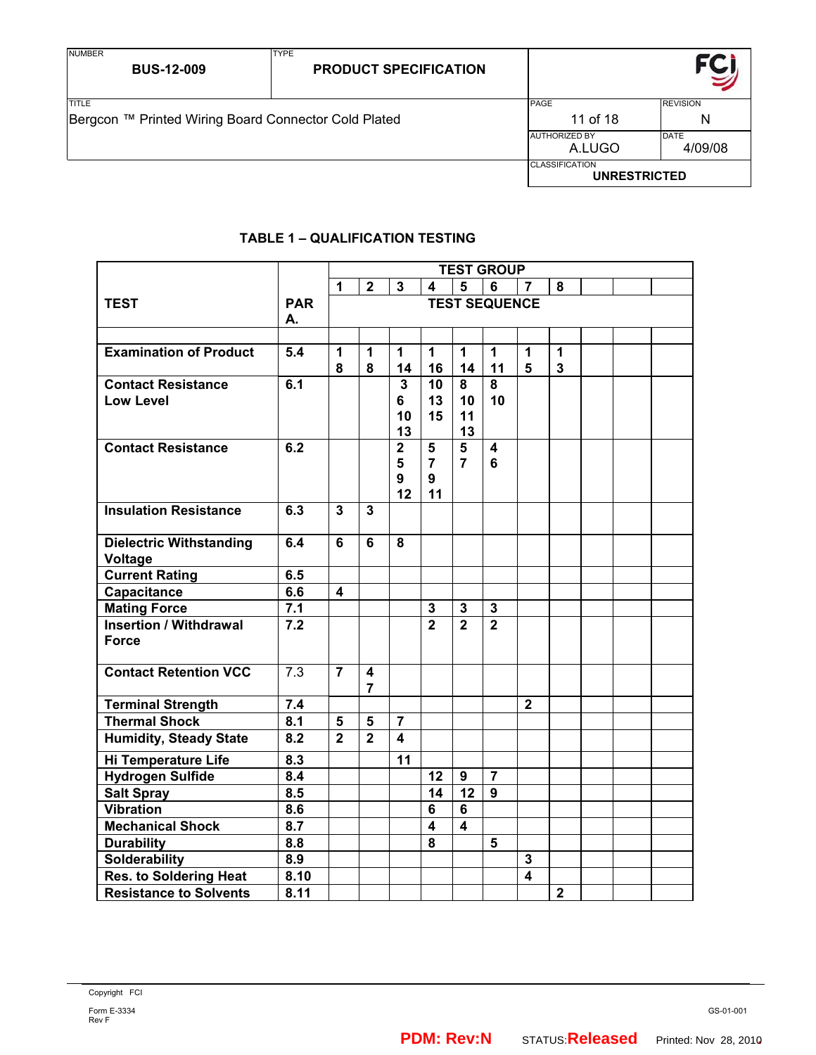## TABLE 1 – QUALIFICATION TESTING

| TEST | PAR A. | TEST GROUP | | | | | | | | | | |
|---|---|---|---|---|---|---|---|---|---|---|---|---|
| | | 1 | 2 | 3 | 4 | 5 | 6 | 7 | 8 | | | |
| | | TEST SEQUENCE | | | | | | | | | | |
| Examination of Product | 5.4 | 1<br>8 | 1<br>8 | 1<br>14 | 1<br>16 | 1<br>14 | 1<br>11 | 1<br>5 | 1<br>3 | | | |
| Contact Resistance Low Level | 6.1 | | | 3<br>6<br>10<br>13 | 10<br>13<br>15 | 8<br>10<br>11<br>13 | 8<br>10 | | | | | |
| Contact Resistance | 6.2 | | | 2<br>5<br>9<br>12 | 5<br>7<br>9<br>11 | 5<br>7 | 4<br>6 | | | | | |
| Insulation Resistance | 6.3 | 3 | 3 | | | | | | | | | |
| Dielectric Withstanding Voltage | 6.4 | 6 | 6 | 8 | | | | | | | | |
| Current Rating | 6.5 | | | | | | | | | | | |
| Capacitance | 6.6 | 4 | | | | | | | | | | |
| Mating Force | 7.1 | | | | 3 | 3 | 3 | | | | | |
| Insertion / Withdrawal Force | 7.2 | | | | 2 | 2 | 2 | | | | | |
| Contact Retention VCC | 7.3 | 7 | 4<br>7 | | | | | | | | | |
| Terminal Strength | 7.4 | | | | | | | 2 | | | | |
| Thermal Shock | 8.1 | 5 | 5 | 7 | | | | | | | | |
| Humidity, Steady State | 8.2 | 2 | 2 | 4 | | | | | | | | |
| Hi Temperature Life | 8.3 | | | 11 | | | | | | | | |
| Hydrogen Sulfide | 8.4 | | | | 12 | 9 | 7 | | | | | |
| Salt Spray | 8.5 | | | | 14 | 12 | 9 | | | | | |
| Vibration | 8.6 | | | | 6 | 6 | | | | | | |
| Mechanical Shock | 8.7 | | | | 4 | 4 | | | | | | |
| Durability | 8.8 | | | | 8 | | 5 | | | | | |
| Solderability | 8.9 | | | | | | | 3 | | | | |
| Res. to Soldering Heat | 8.10 | | | | | | | 4 | | | | |
| Resistance to Solvents | 8.11 | | | | | | | | 2 | | | |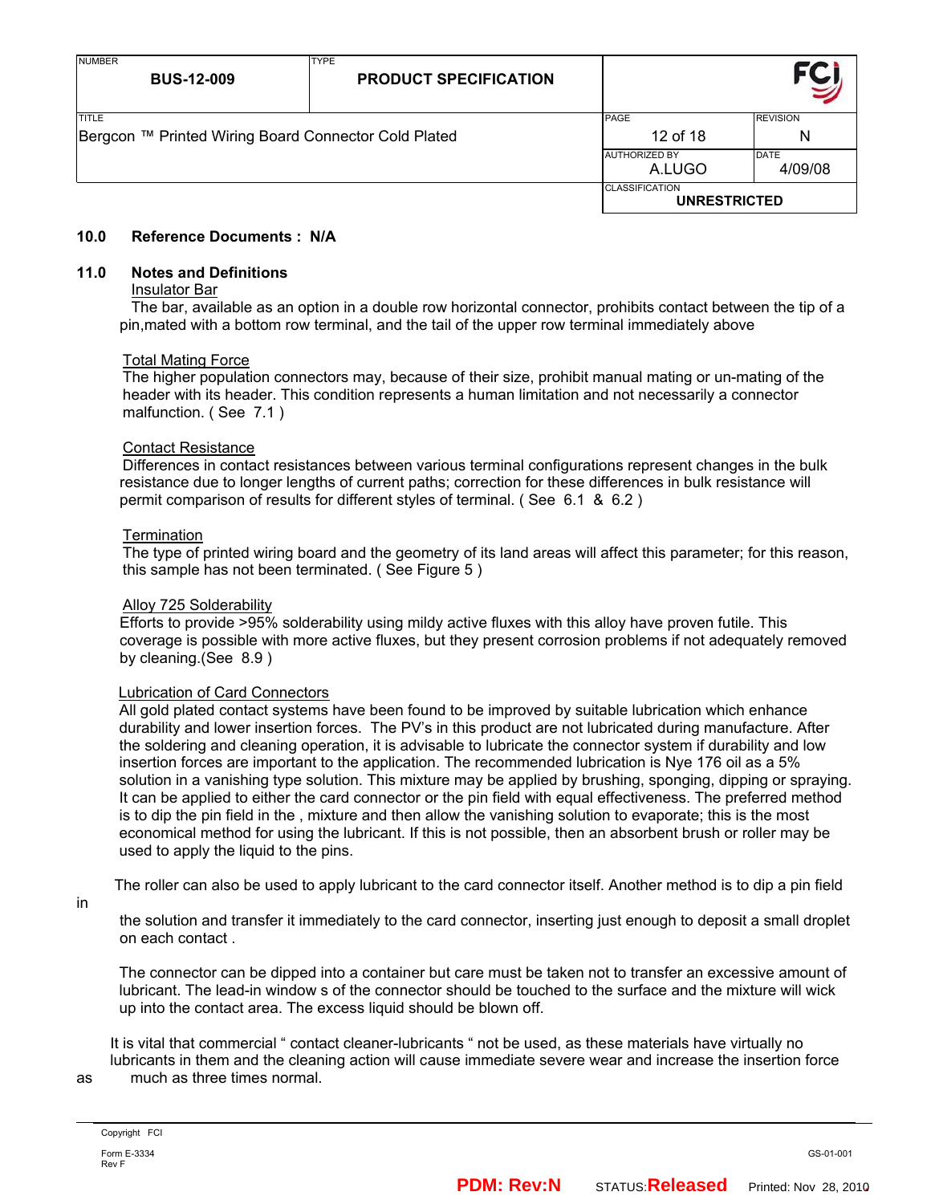## 10.0 Reference Documents : N/A

## 11.0 Notes and Definitions

Insulator Bar

The bar, available as an option in a double row horizontal connector, prohibits contact between the tip of a pin,mated with a bottom row terminal, and the tail of the upper row terminal immediately above

Total Mating Force

The higher population connectors may, because of their size, prohibit manual mating or un-mating of the header with its header. This condition represents a human limitation and not necessarily a connector malfunction. ( See 7.1 )

Contact Resistance

Differences in contact resistances between various terminal configurations represent changes in the bulk resistance due to longer lengths of current paths; correction for these differences in bulk resistance will permit comparison of results for different styles of terminal. ( See 6.1 & 6.2 )

Termination

The type of printed wiring board and the geometry of its land areas will affect this parameter; for this reason, this sample has not been terminated. ( See Figure 5 )

Alloy 725 Solderability

Efforts to provide >95% solderability using mildy active fluxes with this alloy have proven futile. This coverage is possible with more active fluxes, but they present corrosion problems if not adequately removed by cleaning.(See 8.9 )

Lubrication of Card Connectors

All gold plated contact systems have been found to be improved by suitable lubrication which enhance durability and lower insertion forces. The PV's in this product are not lubricated during manufacture. After the soldering and cleaning operation, it is advisable to lubricate the connector system if durability and low insertion forces are important to the application. The recommended lubrication is Nye 176 oil as a 5% solution in a vanishing type solution. This mixture may be applied by brushing, sponging, dipping or spraying. It can be applied to either the card connector or the pin field with equal effectiveness. The preferred method is to dip the pin field in the , mixture and then allow the vanishing solution to evaporate; this is the most economical method for using the lubricant. If this is not possible, then an absorbent brush or roller may be used to apply the liquid to the pins.

The roller can also be used to apply lubricant to the card connector itself. Another method is to dip a pin field in the solution and transfer it immediately to the card connector, inserting just enough to deposit a small droplet on each contact .

The connector can be dipped into a container but care must be taken not to transfer an excessive amount of lubricant. The lead-in window s of the connector should be touched to the surface and the mixture will wick up into the contact area. The excess liquid should be blown off.

It is vital that commercial " contact cleaner-lubricants " not be used, as these materials have virtually no lubricants in them and the cleaning action will cause immediate severe wear and increase the insertion force as much as three times normal.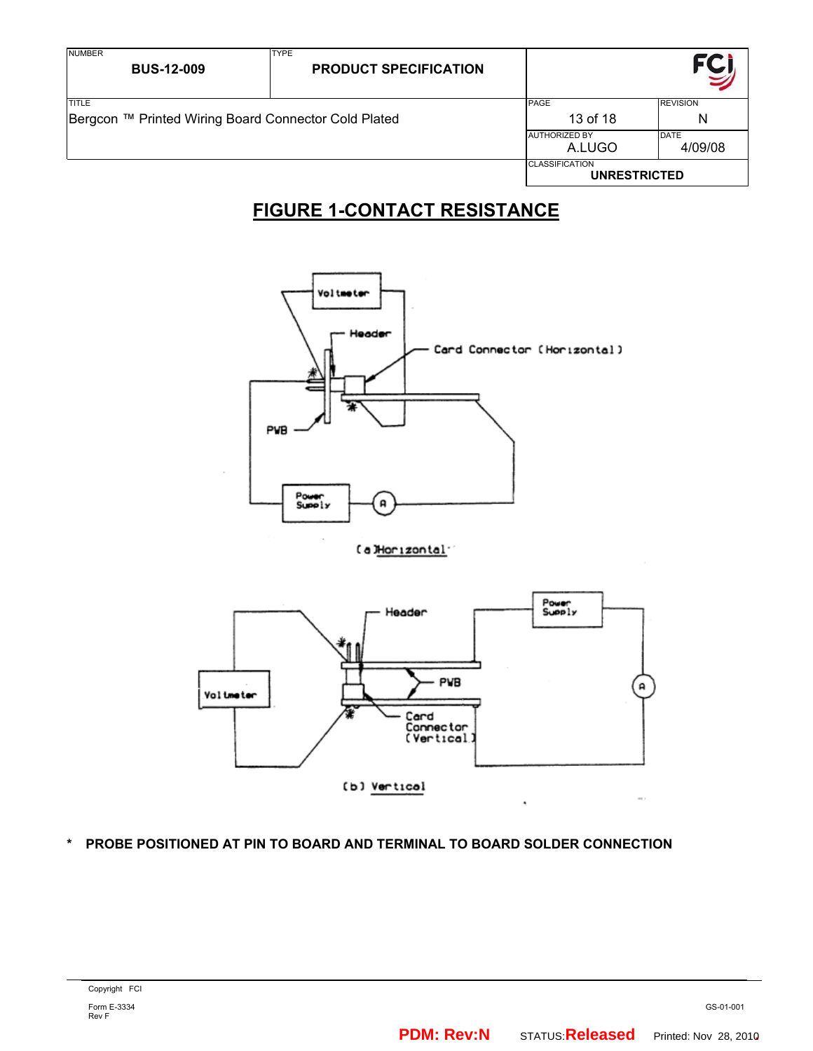# FIGURE 1-CONTACT RESISTANCE

Voltmeter

Header

Card Connector (Horizontal)

PWB

Power Supply

A

(a) Horizontal

Header

Power Supply

Voltmeter

PWB

A

Card Connector (Vertical)

(b) Vertical

**\* PROBE POSITIONED AT PIN TO BOARD AND TERMINAL TO BOARD SOLDER CONNECTION**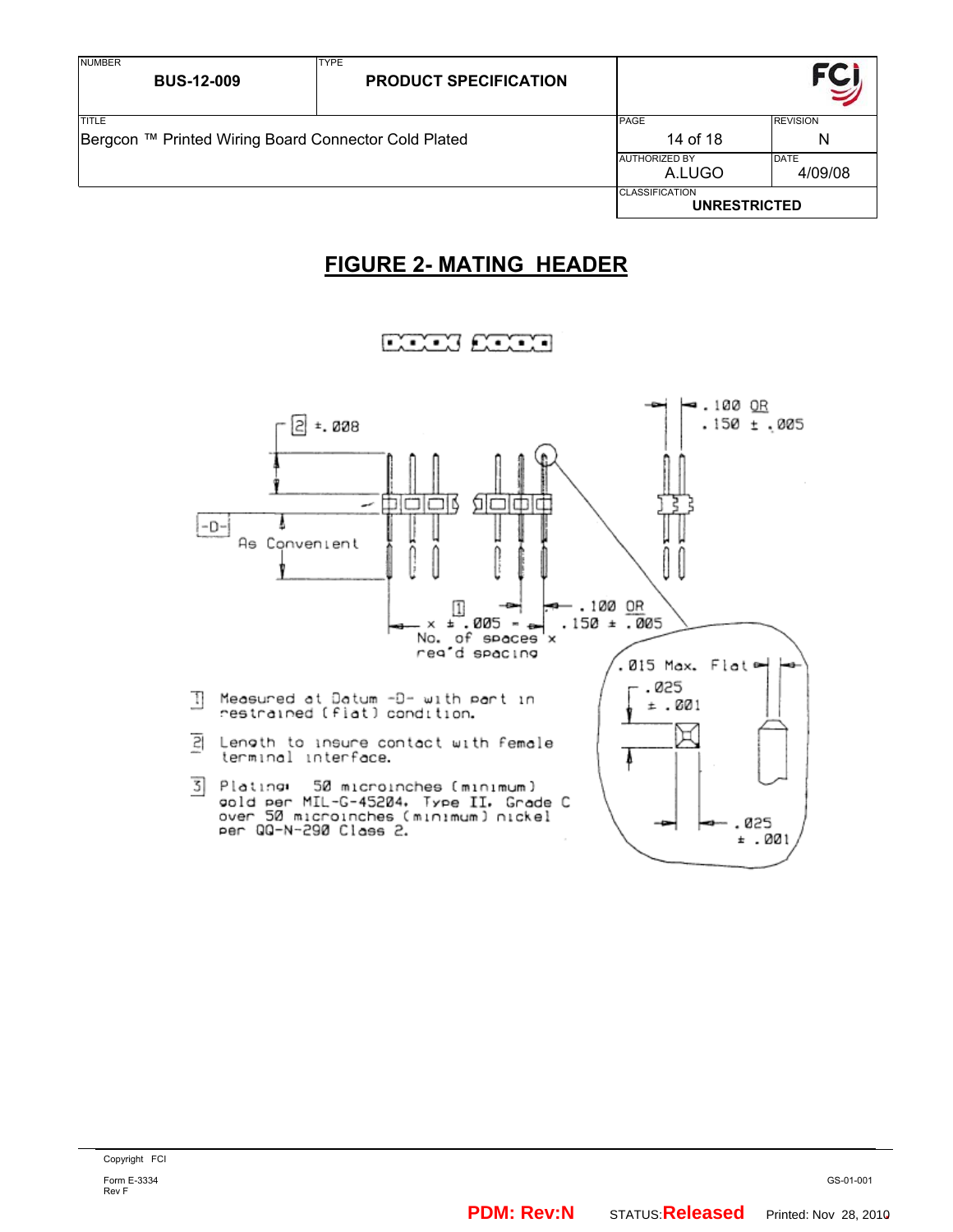# FIGURE 2- MATING HEADER

2 ±.008

-D-

As Convenient

.100 OR .150 ± .005

1 x ± .005 = No. of spaces x req'd spacing

.100 OR .150 ± .005

.015 Max. Flat

.025 ± .001

.025 ± .001

1. Measured at Datum -D- with part in restrained (flat) condition.
2. Length to insure contact with female terminal interface.
3. Plating: 50 microinches (minimum) gold per MIL-G-45204, Type II, Grade C over 50 microinches (minimum) nickel per QQ-N-290 Class 2.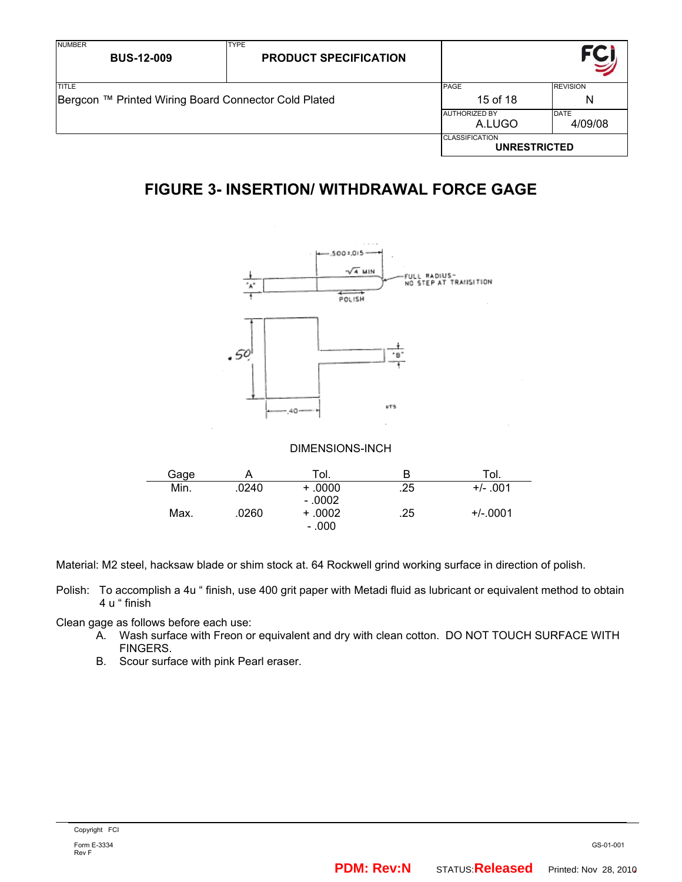# FIGURE 3- INSERTION/ WITHDRAWAL FORCE GAGE

DIMENSIONS-INCH

| Gage | A | Tol. | B | Tol. |
|---|---|---|---|---|
| Min. | .0240 | + .0000<br>- .0002 | .25 | +/- .001 |
| Max. | .0260 | + .0002<br>- .000 | .25 | +/-.0001 |

Material: M2 steel, hacksaw blade or shim stock at. 64 Rockwell grind working surface in direction of polish.

Polish: To accomplish a 4u " finish, use 400 grit paper with Metadi fluid as lubricant or equivalent method to obtain 4 u " finish

Clean gage as follows before each use:

A. Wash surface with Freon or equivalent and dry with clean cotton. DO NOT TOUCH SURFACE WITH FINGERS.

B. Scour surface with pink Pearl eraser.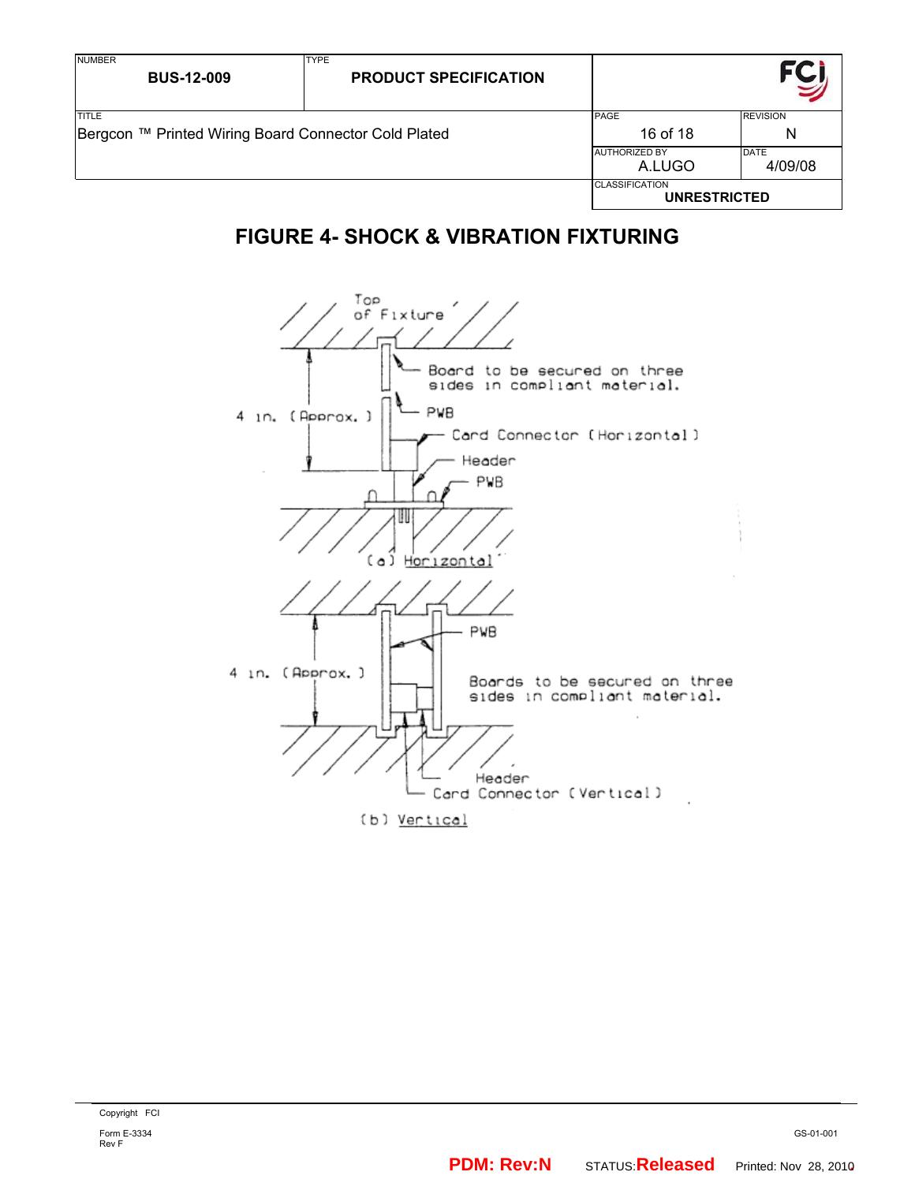# FIGURE 4- SHOCK & VIBRATION FIXTURING

Top of Fixture

Board to be secured on three sides in compliant material.

4 in. (Approx.)

PWB

Card Connector (Horizontal)

Header

PWB

(a) Horizontal

PWB

4 in. (Approx.)

Boards to be secured on three sides in compliant material.

Header

Card Connector (Vertical)

(b) Vertical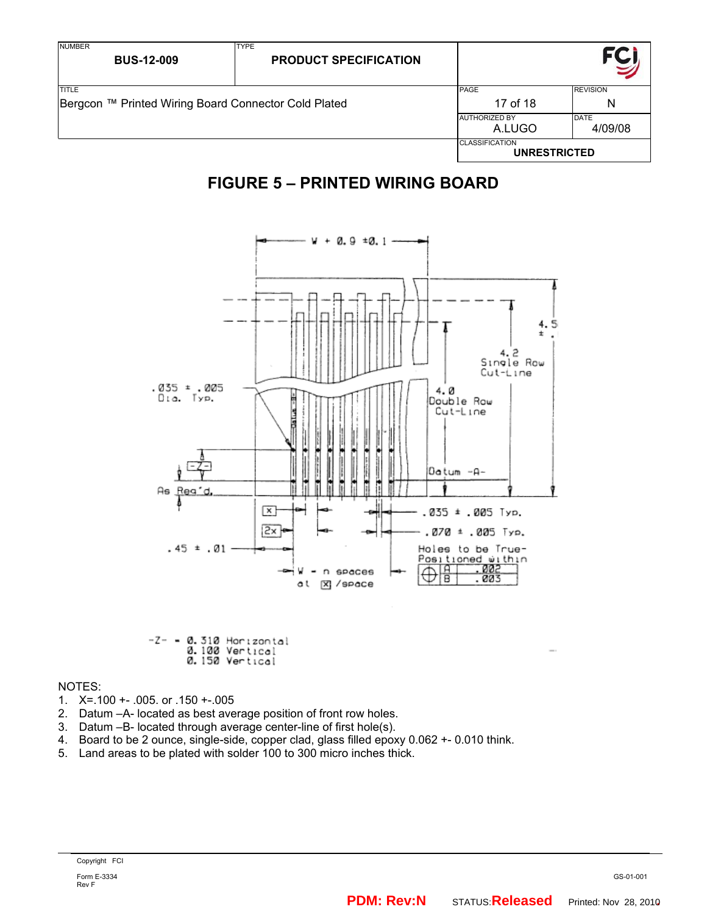# FIGURE 5 – PRINTED WIRING BOARD

W + 0.9 ±0.1

4.5 ± .

4.2 Single Row Cut-Line

4.0 Double Row Cut-Line

.035 ± .005 Dia. Typ.

Datum -A-

-Z-

As Req'd.

X

2x

.035 ± .005 Typ.

.070 ± .005 Typ.

.45 ± .01

W - n spaces at X /space

Holes to be True-Positioned within

| ⌖ | A | .002 |
|---|---|---|
| | B | .003 |

-Z- = 0.310 Horizontal
0.100 Vertical
0.150 Vertical

NOTES:

1. X=.100 +- .005. or .150 +-.005
2. Datum –A- located as best average position of front row holes.
3. Datum –B- located through average center-line of first hole(s).
4. Board to be 2 ounce, single-side, copper clad, glass filled epoxy 0.062 +- 0.010 think.
5. Land areas to be plated with solder 100 to 300 micro inches thick.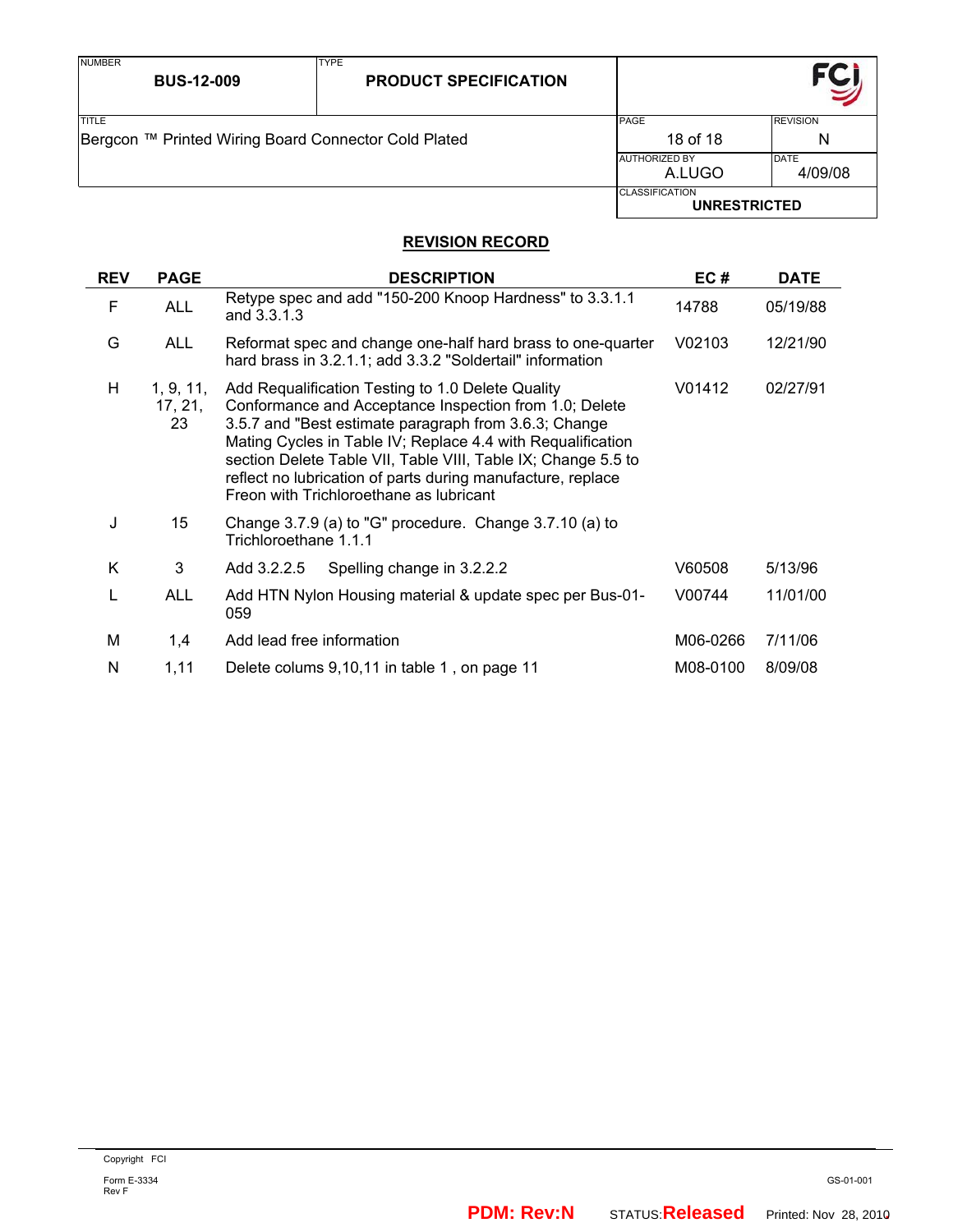## REVISION RECORD

| REV | PAGE | DESCRIPTION | EC # | DATE |
|---|---|---|---|---|
| F | ALL | Retype spec and add "150-200 Knoop Hardness" to 3.3.1.1 and 3.3.1.3 | 14788 | 05/19/88 |
| G | ALL | Reformat spec and change one-half hard brass to one-quarter hard brass in 3.2.1.1; add 3.3.2 "Soldertail" information | V02103 | 12/21/90 |
| H | 1, 9, 11, 17, 21, 23 | Add Requalification Testing to 1.0 Delete Quality Conformance and Acceptance Inspection from 1.0; Delete 3.5.7 and "Best estimate paragraph from 3.6.3; Change Mating Cycles in Table IV; Replace 4.4 with Requalification section Delete Table VII, Table VIII, Table IX; Change 5.5 to reflect no lubrication of parts during manufacture, replace Freon with Trichloroethane as lubricant | V01412 | 02/27/91 |
| J | 15 | Change 3.7.9 (a) to "G" procedure. Change 3.7.10 (a) to Trichloroethane 1.1.1 | | |
| K | 3 | Add 3.2.2.5 Spelling change in 3.2.2.2 | V60508 | 5/13/96 |
| L | ALL | Add HTN Nylon Housing material & update spec per Bus-01-059 | V00744 | 11/01/00 |
| M | 1,4 | Add lead free information | M06-0266 | 7/11/06 |
| N | 1,11 | Delete colums 9,10,11 in table 1 , on page 11 | M08-0100 | 8/09/08 |